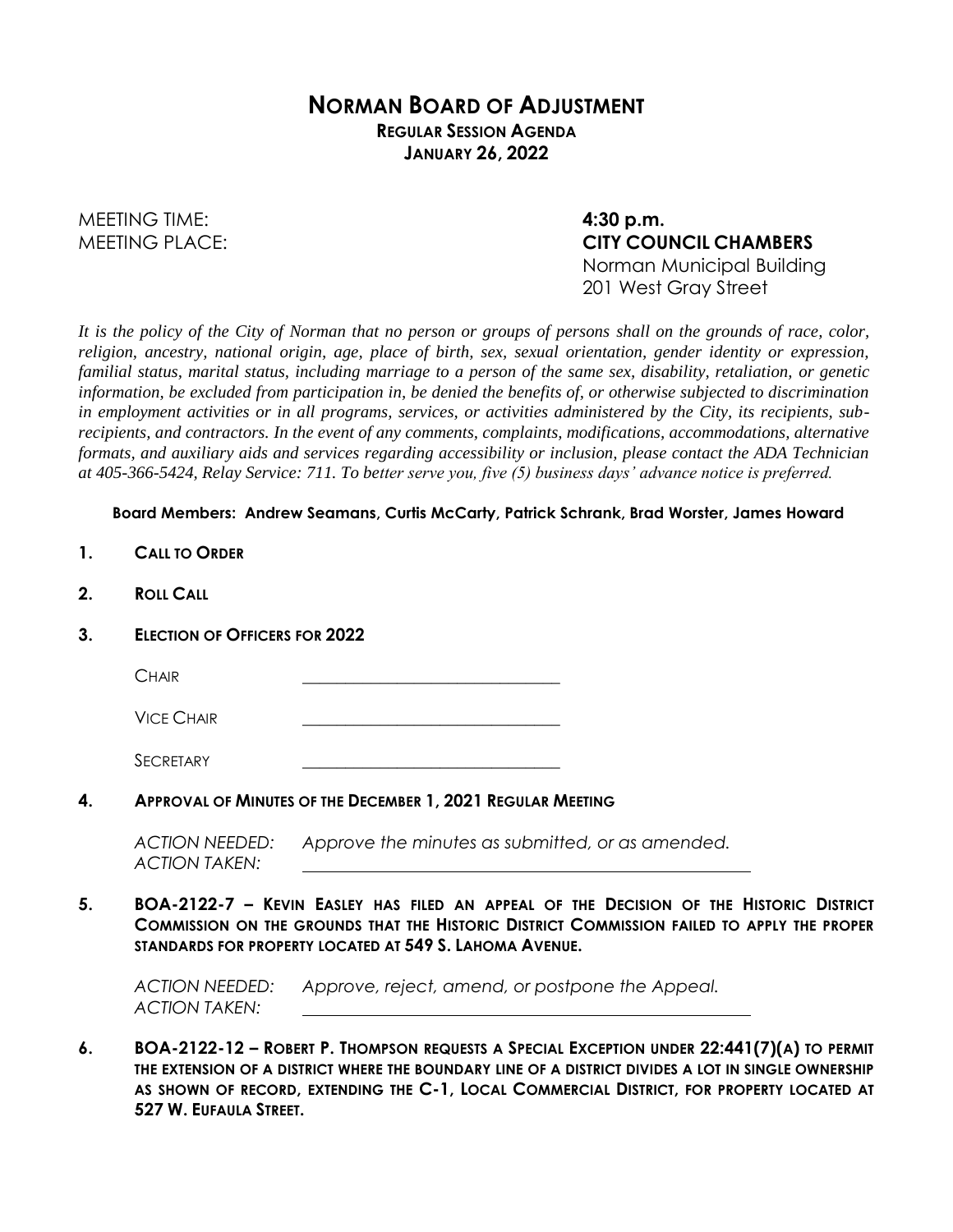# NORMAN BOARD OF ADJUSTMENT

**REGULAR SESSION AGENDA**
**JANUARY 26, 2022**

MEETING TIME: **4:30 p.m.**
MEETING PLACE: **CITY COUNCIL CHAMBERS**
Norman Municipal Building
201 West Gray Street

*It is the policy of the City of Norman that no person or groups of persons shall on the grounds of race, color, religion, ancestry, national origin, age, place of birth, sex, sexual orientation, gender identity or expression, familial status, marital status, including marriage to a person of the same sex, disability, retaliation, or genetic information, be excluded from participation in, be denied the benefits of, or otherwise subjected to discrimination in employment activities or in all programs, services, or activities administered by the City, its recipients, sub-recipients, and contractors. In the event of any comments, complaints, modifications, accommodations, alternative formats, and auxiliary aids and services regarding accessibility or inclusion, please contact the ADA Technician at 405-366-5424, Relay Service: 711. To better serve you, five (5) business days' advance notice is preferred.*

**Board Members: Andrew Seamans, Curtis McCarty, Patrick Schrank, Brad Worster, James Howard**

1. **CALL TO ORDER**

2. **ROLL CALL**

3. **ELECTION OF OFFICERS FOR 2022**

   CHAIR \_\_\_\_\_\_\_\_\_\_\_\_\_\_\_\_\_\_\_\_\_\_\_\_\_\_\_\_

   VICE CHAIR \_\_\_\_\_\_\_\_\_\_\_\_\_\_\_\_\_\_\_\_\_\_\_\_\_\_\_\_

   SECRETARY \_\_\_\_\_\_\_\_\_\_\_\_\_\_\_\_\_\_\_\_\_\_\_\_\_\_\_\_

4. **APPROVAL OF MINUTES OF THE DECEMBER 1, 2021 REGULAR MEETING**

   *ACTION NEEDED:* *Approve the minutes as submitted, or as amended.*
   *ACTION TAKEN:* \_\_\_\_\_\_\_\_\_\_\_\_\_\_\_\_\_\_\_\_\_\_\_\_\_\_\_\_\_\_\_\_\_\_\_\_\_\_\_\_

5. **BOA-2122-7 – KEVIN EASLEY HAS FILED AN APPEAL OF THE DECISION OF THE HISTORIC DISTRICT COMMISSION ON THE GROUNDS THAT THE HISTORIC DISTRICT COMMISSION FAILED TO APPLY THE PROPER STANDARDS FOR PROPERTY LOCATED AT 549 S. LAHOMA AVENUE.**

   *ACTION NEEDED:* *Approve, reject, amend, or postpone the Appeal.*
   *ACTION TAKEN:* \_\_\_\_\_\_\_\_\_\_\_\_\_\_\_\_\_\_\_\_\_\_\_\_\_\_\_\_\_\_\_\_\_\_\_\_\_\_\_\_

6. **BOA-2122-12 – ROBERT P. THOMPSON REQUESTS A SPECIAL EXCEPTION UNDER 22:441(7)(A) TO PERMIT THE EXTENSION OF A DISTRICT WHERE THE BOUNDARY LINE OF A DISTRICT DIVIDES A LOT IN SINGLE OWNERSHIP AS SHOWN OF RECORD, EXTENDING THE C-1, LOCAL COMMERCIAL DISTRICT, FOR PROPERTY LOCATED AT 527 W. EUFAULA STREET.**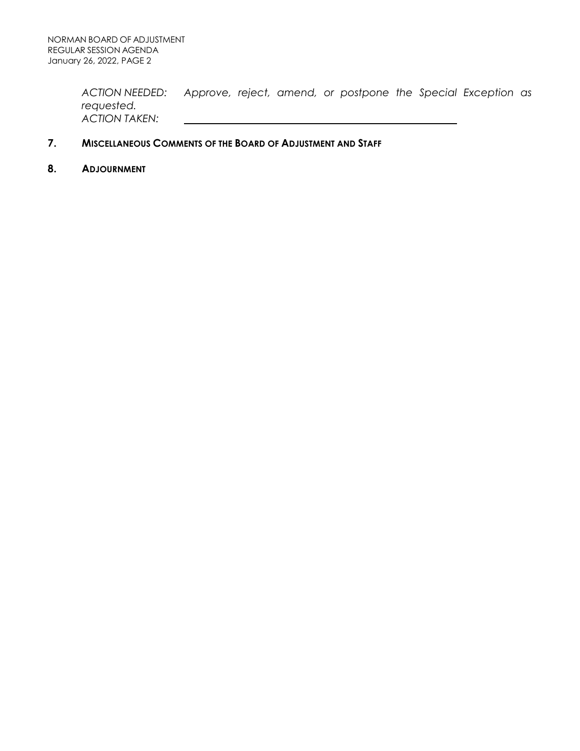*ACTION NEEDED: Approve, reject, amend, or postpone the Special Exception as requested.*
*ACTION TAKEN:* \_\_\_\_\_\_\_\_\_\_\_\_\_\_\_\_\_\_\_\_\_\_\_\_\_\_\_\_\_\_\_\_\_\_\_\_\_\_\_\_\_\_

**7. MISCELLANEOUS COMMENTS OF THE BOARD OF ADJUSTMENT AND STAFF**

**8. ADJOURNMENT**